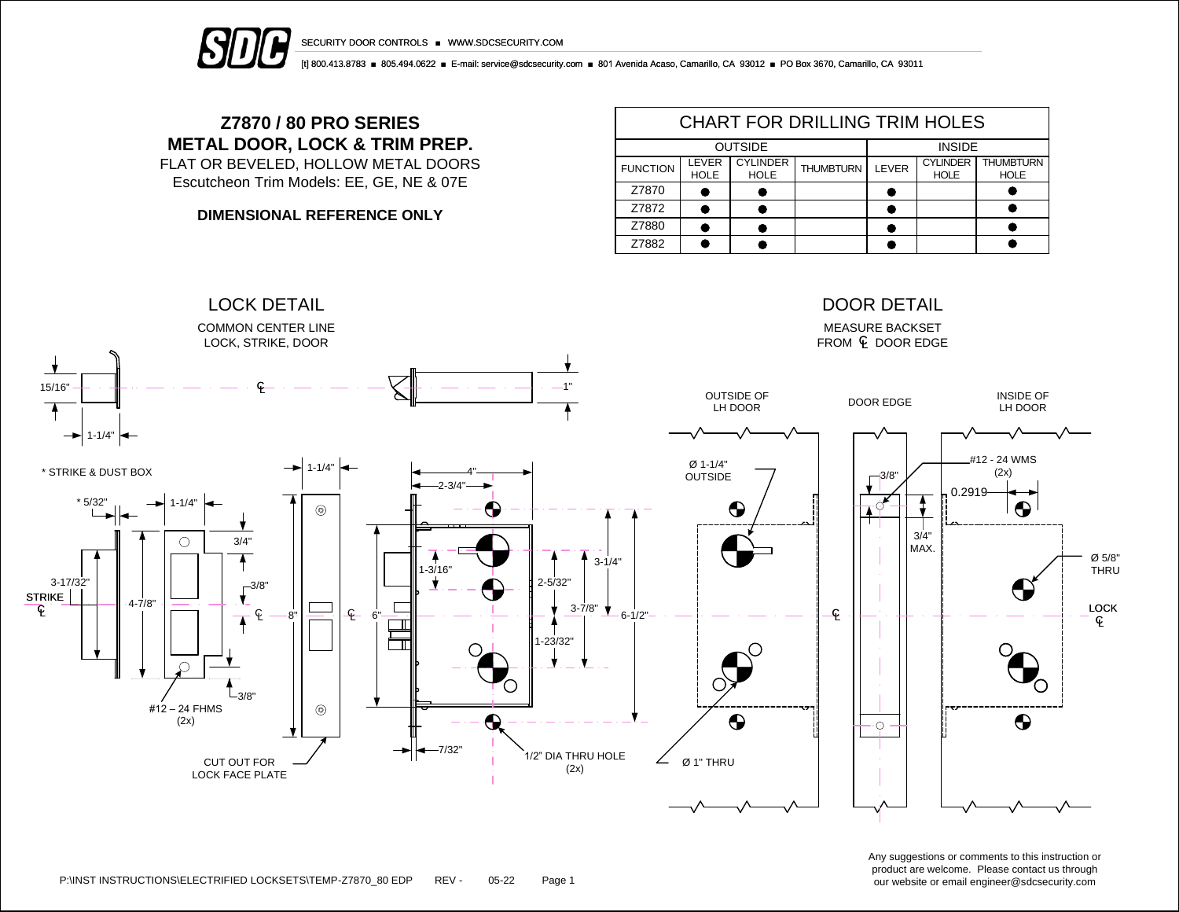SDC SECURITY DOOR CONTROLS ■ WWW.SDCSECURITY.COM

[t] 800.413.8783 ■ 805.494.0622 ■ E-mail: service@sdcsecurity.com ■ 801 Avenida Acaso, Camarillo, CA 93012 ■ PO Box 3670, Camarillo, CA 93011

# Z7870 / 80 PRO SERIES
# METAL DOOR, LOCK & TRIM PREP.

FLAT OR BEVELED, HOLLOW METAL DOORS

Escutcheon Trim Models: EE, GE, NE & 07E

**DIMENSIONAL REFERENCE ONLY**

## CHART FOR DRILLING TRIM HOLES

| | OUTSIDE | | | INSIDE | | |
|---|---|---|---|---|---|---|
| FUNCTION | LEVER HOLE | CYLINDER HOLE | THUMBTURN | LEVER | CYLINDER HOLE | THUMBTURN HOLE |
| Z7870 | ● | ● | | ● | | ● |
| Z7872 | ● | ● | | ● | | ● |
| Z7880 | ● | ● | | ● | | ● |
| Z7882 | ● | ● | | ● | | ● |

## LOCK DETAIL

COMMON CENTER LINE
LOCK, STRIKE, DOOR

15/16" · 1-1/4" · ℄ · 1"

\* STRIKE & DUST BOX

\* 5/32" · 1-1/4" · 3/4" · 3-17/32" · 3/8" · STRIKE ℄ · 4-7/8" · ℄ · 3/8" · #12 – 24 FHMS (2x)

1-1/4" · 8" · ℄ · 6" · CUT OUT FOR LOCK FACE PLATE

4" · 2-3/4" · 1-3/16" · 2-5/32" · 3-1/4" · 3-7/8" · 6-1/2" · 1-23/32" · 7/32" · 1/2" DIA THRU HOLE (2x)

## DOOR DETAIL

MEASURE BACKSET
FROM ℄ DOOR EDGE

OUTSIDE OF LH DOOR · DOOR EDGE · INSIDE OF LH DOOR

Ø 1-1/4" OUTSIDE · Ø 1" THRU · 3/8" · 3/4" MAX. · ℄ · #12 - 24 WMS (2x) · 0.2919 · Ø 5/8" THRU · LOCK ℄

Any suggestions or comments to this instruction or product are welcome. Please contact us through our website or email engineer@sdcsecurity.com

P:\INST INSTRUCTIONS\ELECTRIFIED LOCKSETS\TEMP-Z7870_80 EDP REV - 05-22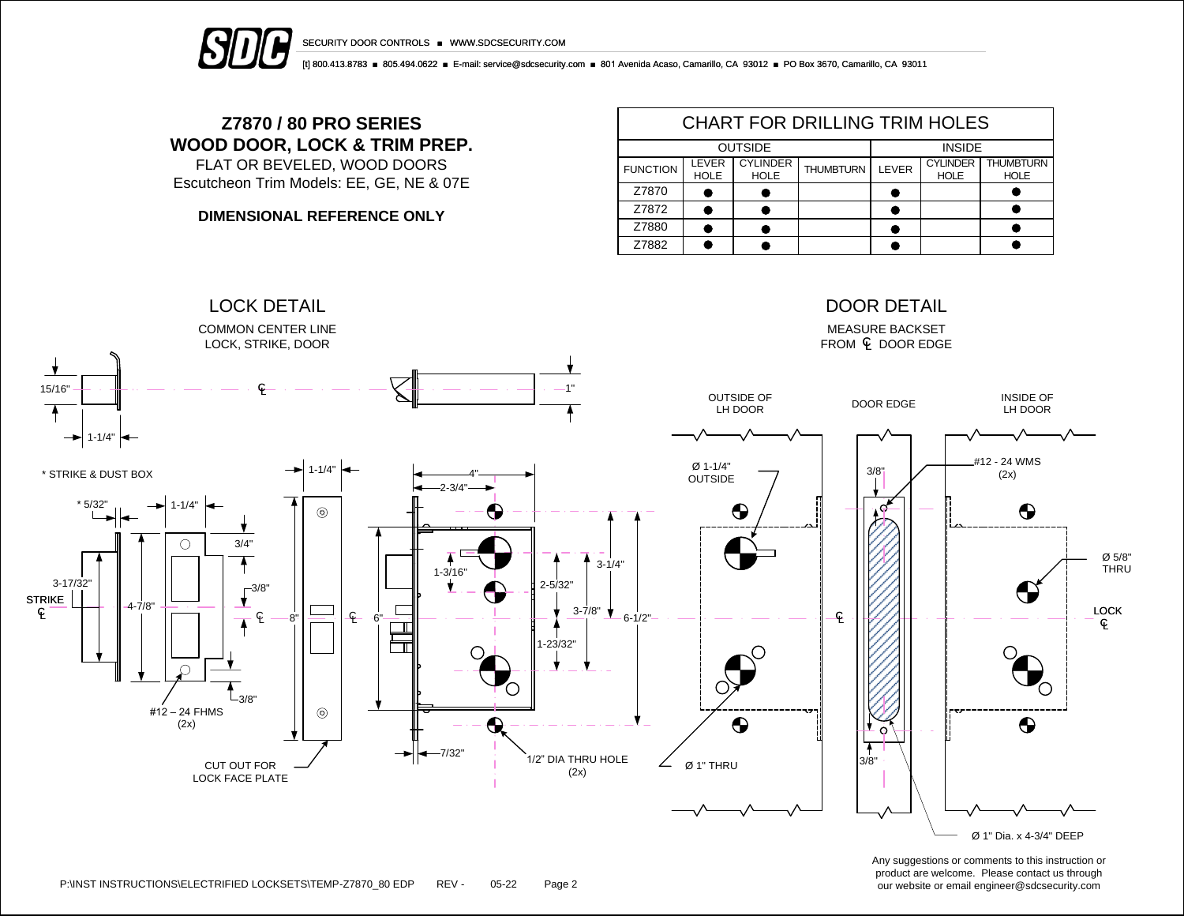SECURITY DOOR CONTROLS ■ WWW.SDCSECURITY.COM

[t] 800.413.8783 ■ 805.494.0622 ■ E-mail: service@sdcsecurity.com ■ 801 Avenida Acaso, Camarillo, CA 93012 ■ PO Box 3670, Camarillo, CA 93011

# Z7870 / 80 PRO SERIES
# WOOD DOOR, LOCK & TRIM PREP.

FLAT OR BEVELED, WOOD DOORS

Escutcheon Trim Models: EE, GE, NE & 07E

**DIMENSIONAL REFERENCE ONLY**

## CHART FOR DRILLING TRIM HOLES

| | OUTSIDE | | | INSIDE | | |
|---|---|---|---|---|---|---|
| FUNCTION | LEVER HOLE | CYLINDER HOLE | THUMBTURN | LEVER | CYLINDER HOLE | THUMBTURN HOLE |
| Z7870 | ● | ● | | ● | | ● |
| Z7872 | ● | ● | | ● | | ● |
| Z7880 | ● | ● | | ● | | ● |
| Z7882 | ● | ● | | ● | | ● |

## LOCK DETAIL

COMMON CENTER LINE
LOCK, STRIKE, DOOR

15/16"

1-1/4"

1"

* STRIKE & DUST BOX

* 5/32"

1-1/4"

3/4"

3-17/32"

3/8"

STRIKE ℄

4-7/8"

℄

3/8"

#12 – 24 FHMS
(2x)

1-1/4"

8"

℄

CUT OUT FOR
LOCK FACE PLATE

4"

2-3/4"

6"

1-3/16"

2-5/32"

3-1/4"

3-7/8"

6-1/2"

1-23/32"

7/32"

1/2" DIA THRU HOLE
(2x)

## DOOR DETAIL

MEASURE BACKSET
FROM ℄ DOOR EDGE

OUTSIDE OF
LH DOOR

DOOR EDGE

INSIDE OF
LH DOOR

Ø 1-1/4"
OUTSIDE

3/8"

#12 - 24 WMS
(2x)

Ø 5/8"
THRU

℄

LOCK ℄

Ø 1" THRU

3/8"

Ø 1" Dia. x 4-3/4" DEEP

Any suggestions or comments to this instruction or product are welcome. Please contact us through our website or email engineer@sdcsecurity.com

P:\INST INSTRUCTIONS\ELECTRIFIED LOCKSETS\TEMP-Z7870_80 EDP REV - 05-22